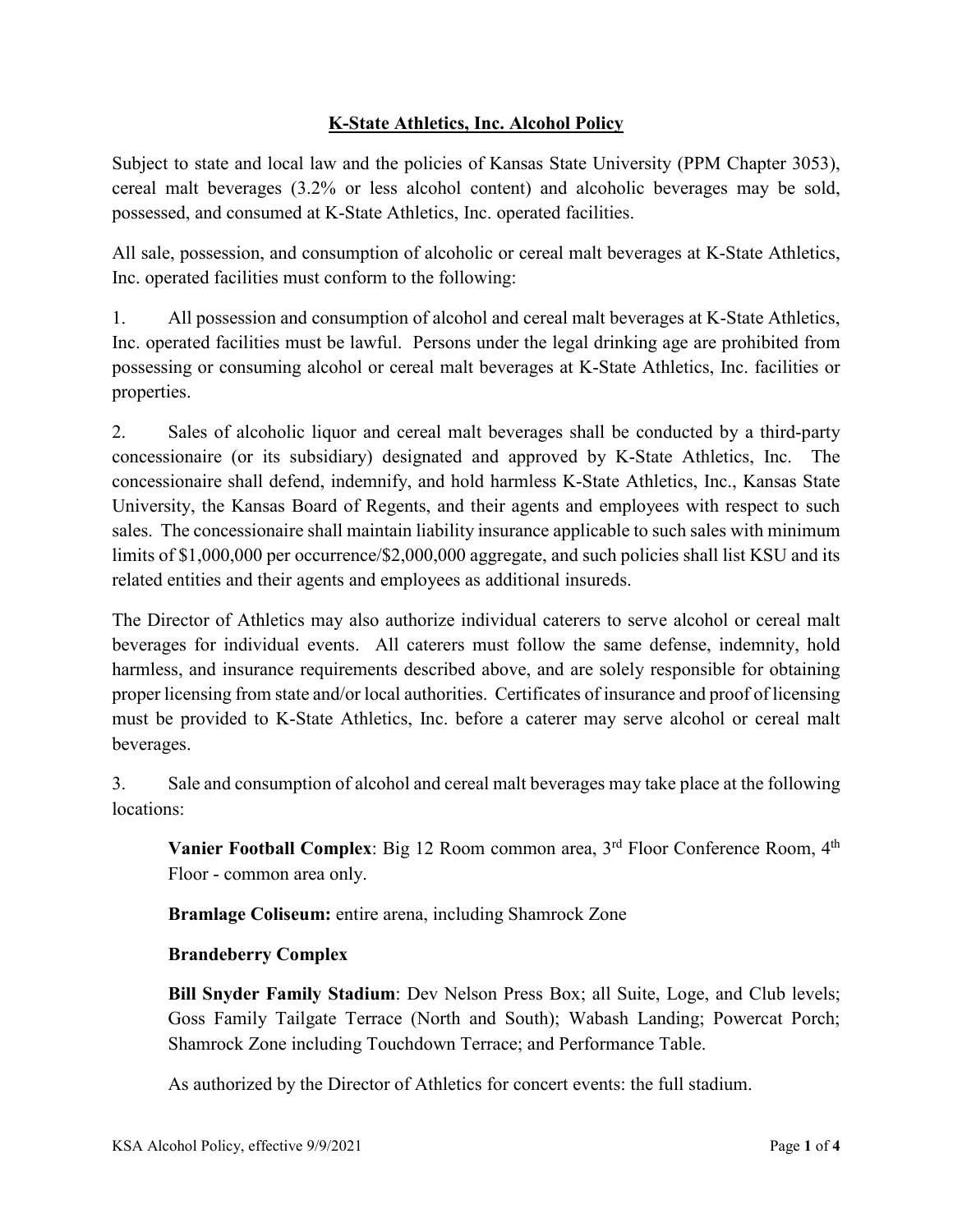# K-State Athletics, Inc. Alcohol Policy

Subject to state and local law and the policies of Kansas State University (PPM Chapter 3053), cereal malt beverages (3.2% or less alcohol content) and alcoholic beverages may be sold, possessed, and consumed at K-State Athletics, Inc. operated facilities.

All sale, possession, and consumption of alcoholic or cereal malt beverages at K-State Athletics, Inc. operated facilities must conform to the following:

1. All possession and consumption of alcohol and cereal malt beverages at K-State Athletics, Inc. operated facilities must be lawful. Persons under the legal drinking age are prohibited from possessing or consuming alcohol or cereal malt beverages at K-State Athletics, Inc. facilities or properties.

2. Sales of alcoholic liquor and cereal malt beverages shall be conducted by a third-party concessionaire (or its subsidiary) designated and approved by K-State Athletics, Inc. The concessionaire shall defend, indemnify, and hold harmless K-State Athletics, Inc., Kansas State University, the Kansas Board of Regents, and their agents and employees with respect to such sales. The concessionaire shall maintain liability insurance applicable to such sales with minimum limits of $1,000,000 per occurrence/$2,000,000 aggregate, and such policies shall list KSU and its related entities and their agents and employees as additional insureds.

The Director of Athletics may also authorize individual caterers to serve alcohol or cereal malt beverages for individual events. All caterers must follow the same defense, indemnity, hold harmless, and insurance requirements described above, and are solely responsible for obtaining proper licensing from state and/or local authorities. Certificates of insurance and proof of licensing must be provided to K-State Athletics, Inc. before a caterer may serve alcohol or cereal malt beverages.

3. Sale and consumption of alcohol and cereal malt beverages may take place at the following locations:

   **Vanier Football Complex**: Big 12 Room common area, 3rd Floor Conference Room, 4th Floor - common area only.

   **Bramlage Coliseum:** entire arena, including Shamrock Zone

   **Brandeberry Complex**

   **Bill Snyder Family Stadium**: Dev Nelson Press Box; all Suite, Loge, and Club levels; Goss Family Tailgate Terrace (North and South); Wabash Landing; Powercat Porch; Shamrock Zone including Touchdown Terrace; and Performance Table.

   As authorized by the Director of Athletics for concert events: the full stadium.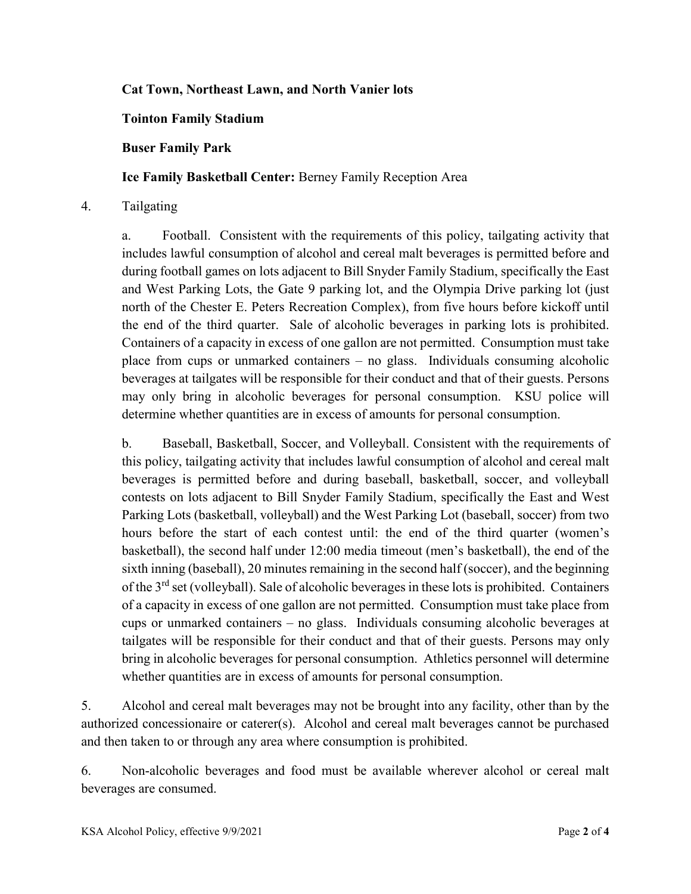**Cat Town, Northeast Lawn, and North Vanier lots**

**Tointon Family Stadium**

**Buser Family Park**

**Ice Family Basketball Center:** Berney Family Reception Area

4. Tailgating

   a. Football. Consistent with the requirements of this policy, tailgating activity that includes lawful consumption of alcohol and cereal malt beverages is permitted before and during football games on lots adjacent to Bill Snyder Family Stadium, specifically the East and West Parking Lots, the Gate 9 parking lot, and the Olympia Drive parking lot (just north of the Chester E. Peters Recreation Complex), from five hours before kickoff until the end of the third quarter. Sale of alcoholic beverages in parking lots is prohibited. Containers of a capacity in excess of one gallon are not permitted. Consumption must take place from cups or unmarked containers – no glass. Individuals consuming alcoholic beverages at tailgates will be responsible for their conduct and that of their guests. Persons may only bring in alcoholic beverages for personal consumption. KSU police will determine whether quantities are in excess of amounts for personal consumption.

   b. Baseball, Basketball, Soccer, and Volleyball. Consistent with the requirements of this policy, tailgating activity that includes lawful consumption of alcohol and cereal malt beverages is permitted before and during baseball, basketball, soccer, and volleyball contests on lots adjacent to Bill Snyder Family Stadium, specifically the East and West Parking Lots (basketball, volleyball) and the West Parking Lot (baseball, soccer) from two hours before the start of each contest until: the end of the third quarter (women's basketball), the second half under 12:00 media timeout (men's basketball), the end of the sixth inning (baseball), 20 minutes remaining in the second half (soccer), and the beginning of the 3rd set (volleyball). Sale of alcoholic beverages in these lots is prohibited. Containers of a capacity in excess of one gallon are not permitted. Consumption must take place from cups or unmarked containers – no glass. Individuals consuming alcoholic beverages at tailgates will be responsible for their conduct and that of their guests. Persons may only bring in alcoholic beverages for personal consumption. Athletics personnel will determine whether quantities are in excess of amounts for personal consumption.

5. Alcohol and cereal malt beverages may not be brought into any facility, other than by the authorized concessionaire or caterer(s). Alcohol and cereal malt beverages cannot be purchased and then taken to or through any area where consumption is prohibited.

6. Non-alcoholic beverages and food must be available wherever alcohol or cereal malt beverages are consumed.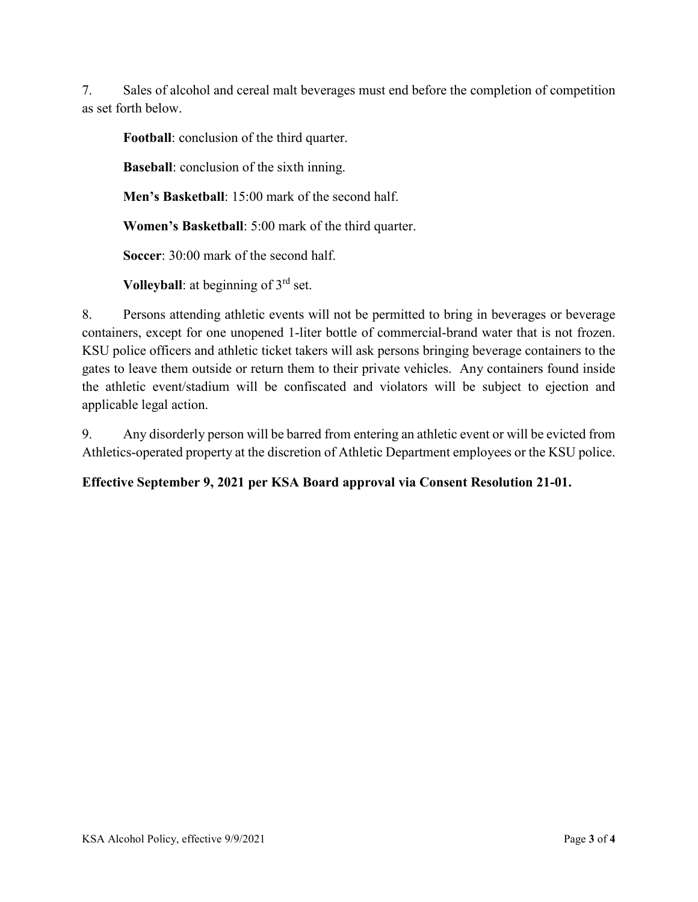7. Sales of alcohol and cereal malt beverages must end before the completion of competition as set forth below.

**Football**: conclusion of the third quarter.

**Baseball**: conclusion of the sixth inning.

**Men's Basketball**: 15:00 mark of the second half.

**Women's Basketball**: 5:00 mark of the third quarter.

**Soccer**: 30:00 mark of the second half.

**Volleyball**: at beginning of 3rd set.

8. Persons attending athletic events will not be permitted to bring in beverages or beverage containers, except for one unopened 1-liter bottle of commercial-brand water that is not frozen. KSU police officers and athletic ticket takers will ask persons bringing beverage containers to the gates to leave them outside or return them to their private vehicles. Any containers found inside the athletic event/stadium will be confiscated and violators will be subject to ejection and applicable legal action.

9. Any disorderly person will be barred from entering an athletic event or will be evicted from Athletics-operated property at the discretion of Athletic Department employees or the KSU police.

**Effective September 9, 2021 per KSA Board approval via Consent Resolution 21-01.**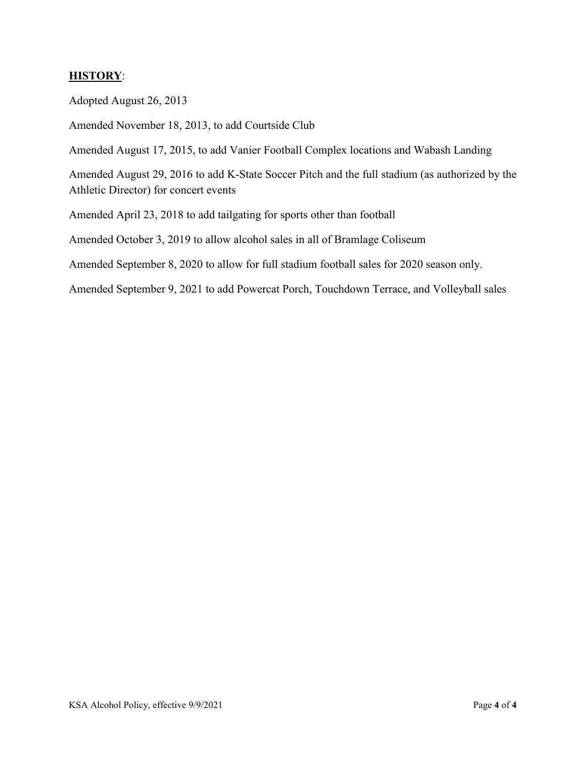**HISTORY**:

Adopted August 26, 2013

Amended November 18, 2013, to add Courtside Club

Amended August 17, 2015, to add Vanier Football Complex locations and Wabash Landing

Amended August 29, 2016 to add K-State Soccer Pitch and the full stadium (as authorized by the Athletic Director) for concert events

Amended April 23, 2018 to add tailgating for sports other than football

Amended October 3, 2019 to allow alcohol sales in all of Bramlage Coliseum

Amended September 8, 2020 to allow for full stadium football sales for 2020 season only.

Amended September 9, 2021 to add Powercat Porch, Touchdown Terrace, and Volleyball sales